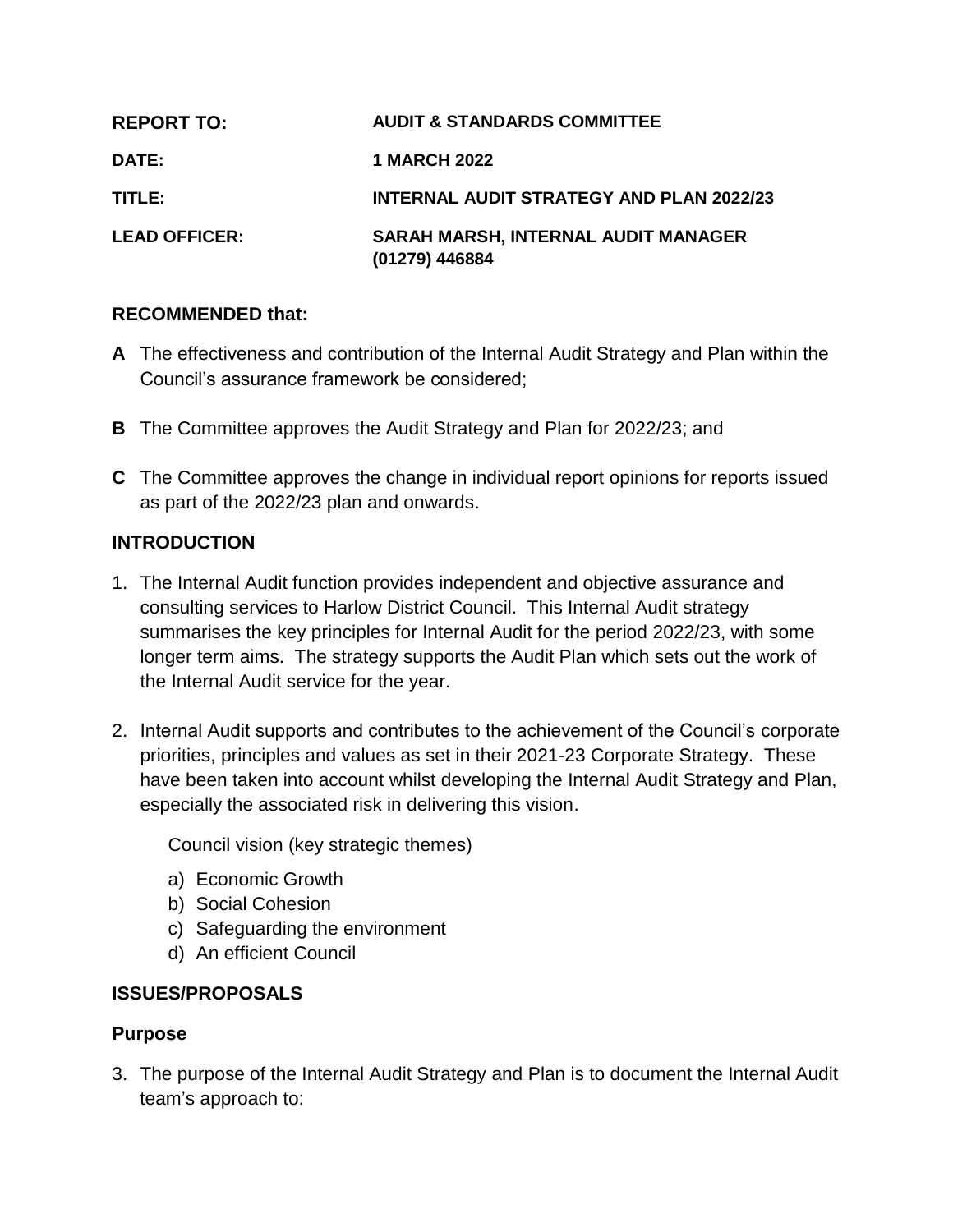| | |
|---|---|
| **REPORT TO:** | **AUDIT & STANDARDS COMMITTEE** |
| **DATE:** | **1 MARCH 2022** |
| **TITLE:** | **INTERNAL AUDIT STRATEGY AND PLAN 2022/23** |
| **LEAD OFFICER:** | **SARAH MARSH, INTERNAL AUDIT MANAGER (01279) 446884** |

## RECOMMENDED that:

**A** The effectiveness and contribution of the Internal Audit Strategy and Plan within the Council's assurance framework be considered;

**B** The Committee approves the Audit Strategy and Plan for 2022/23; and

**C** The Committee approves the change in individual report opinions for reports issued as part of the 2022/23 plan and onwards.

## INTRODUCTION

1. The Internal Audit function provides independent and objective assurance and consulting services to Harlow District Council. This Internal Audit strategy summarises the key principles for Internal Audit for the period 2022/23, with some longer term aims. The strategy supports the Audit Plan which sets out the work of the Internal Audit service for the year.

2. Internal Audit supports and contributes to the achievement of the Council's corporate priorities, principles and values as set in their 2021-23 Corporate Strategy. These have been taken into account whilst developing the Internal Audit Strategy and Plan, especially the associated risk in delivering this vision.

   Council vision (key strategic themes)

   a) Economic Growth
   b) Social Cohesion
   c) Safeguarding the environment
   d) An efficient Council

## ISSUES/PROPOSALS

### Purpose

3. The purpose of the Internal Audit Strategy and Plan is to document the Internal Audit team's approach to: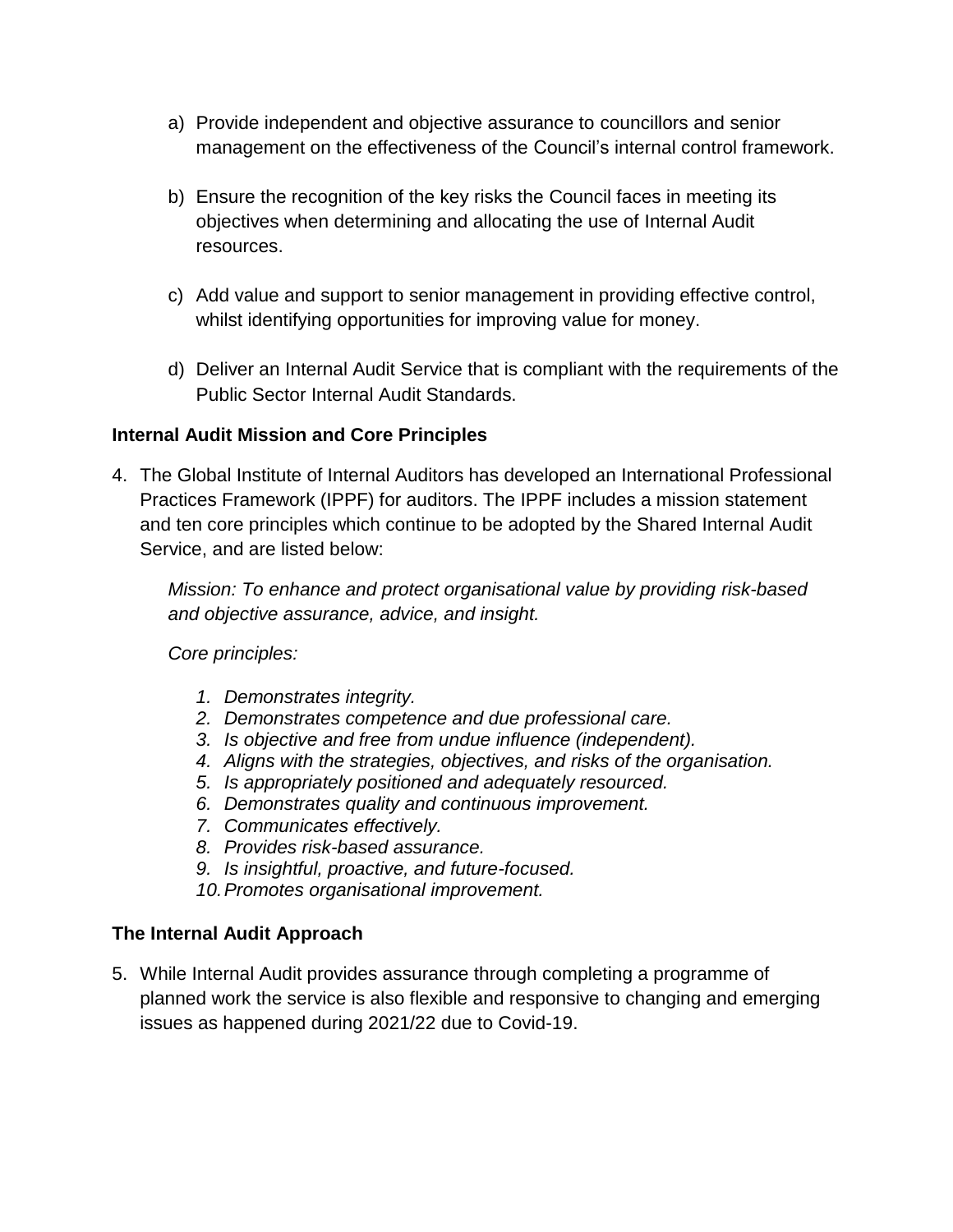a) Provide independent and objective assurance to councillors and senior management on the effectiveness of the Council's internal control framework.

b) Ensure the recognition of the key risks the Council faces in meeting its objectives when determining and allocating the use of Internal Audit resources.

c) Add value and support to senior management in providing effective control, whilst identifying opportunities for improving value for money.

d) Deliver an Internal Audit Service that is compliant with the requirements of the Public Sector Internal Audit Standards.

### Internal Audit Mission and Core Principles

4. The Global Institute of Internal Auditors has developed an International Professional Practices Framework (IPPF) for auditors. The IPPF includes a mission statement and ten core principles which continue to be adopted by the Shared Internal Audit Service, and are listed below:

   *Mission: To enhance and protect organisational value by providing risk-based and objective assurance, advice, and insight.*

   *Core principles:*

   1. *Demonstrates integrity.*
   2. *Demonstrates competence and due professional care.*
   3. *Is objective and free from undue influence (independent).*
   4. *Aligns with the strategies, objectives, and risks of the organisation.*
   5. *Is appropriately positioned and adequately resourced.*
   6. *Demonstrates quality and continuous improvement.*
   7. *Communicates effectively.*
   8. *Provides risk-based assurance.*
   9. *Is insightful, proactive, and future-focused.*
   10. *Promotes organisational improvement.*

### The Internal Audit Approach

5. While Internal Audit provides assurance through completing a programme of planned work the service is also flexible and responsive to changing and emerging issues as happened during 2021/22 due to Covid-19.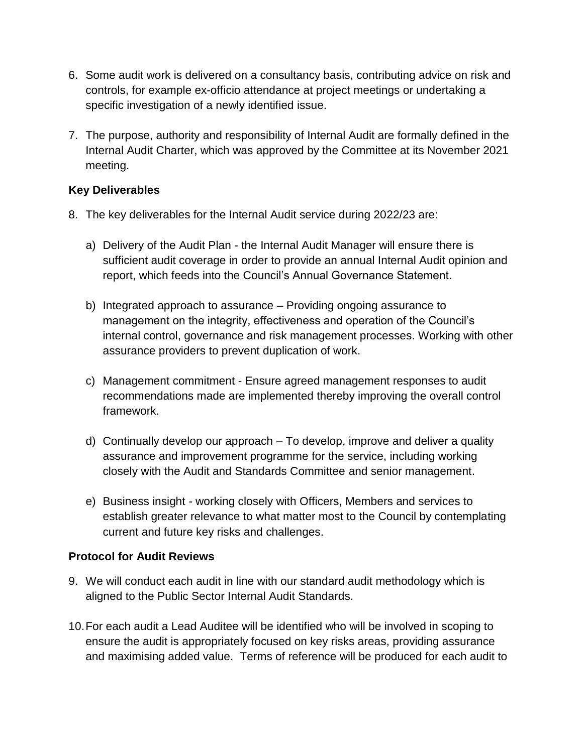6. Some audit work is delivered on a consultancy basis, contributing advice on risk and controls, for example ex-officio attendance at project meetings or undertaking a specific investigation of a newly identified issue.

7. The purpose, authority and responsibility of Internal Audit are formally defined in the Internal Audit Charter, which was approved by the Committee at its November 2021 meeting.

**Key Deliverables**

8. The key deliverables for the Internal Audit service during 2022/23 are:

   a) Delivery of the Audit Plan - the Internal Audit Manager will ensure there is sufficient audit coverage in order to provide an annual Internal Audit opinion and report, which feeds into the Council's Annual Governance Statement.

   b) Integrated approach to assurance – Providing ongoing assurance to management on the integrity, effectiveness and operation of the Council's internal control, governance and risk management processes. Working with other assurance providers to prevent duplication of work.

   c) Management commitment - Ensure agreed management responses to audit recommendations made are implemented thereby improving the overall control framework.

   d) Continually develop our approach – To develop, improve and deliver a quality assurance and improvement programme for the service, including working closely with the Audit and Standards Committee and senior management.

   e) Business insight - working closely with Officers, Members and services to establish greater relevance to what matter most to the Council by contemplating current and future key risks and challenges.

**Protocol for Audit Reviews**

9. We will conduct each audit in line with our standard audit methodology which is aligned to the Public Sector Internal Audit Standards.

10. For each audit a Lead Auditee will be identified who will be involved in scoping to ensure the audit is appropriately focused on key risks areas, providing assurance and maximising added value. Terms of reference will be produced for each audit to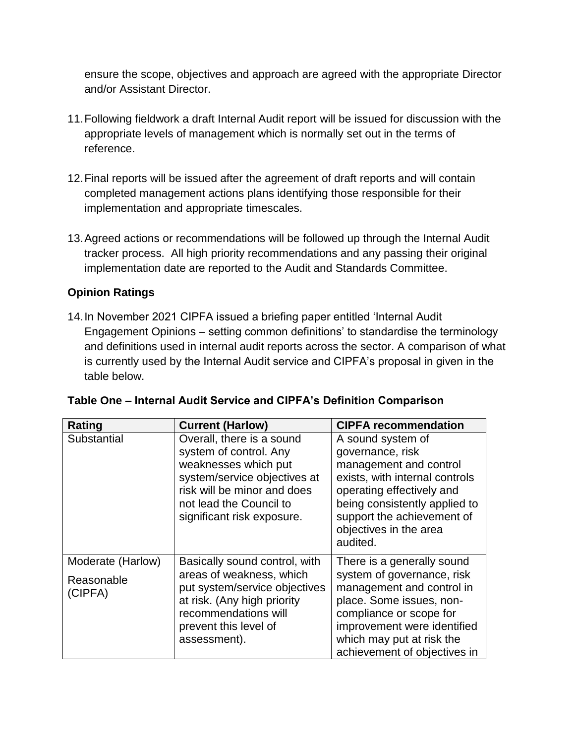ensure the scope, objectives and approach are agreed with the appropriate Director and/or Assistant Director.

11. Following fieldwork a draft Internal Audit report will be issued for discussion with the appropriate levels of management which is normally set out in the terms of reference.

12. Final reports will be issued after the agreement of draft reports and will contain completed management actions plans identifying those responsible for their implementation and appropriate timescales.

13. Agreed actions or recommendations will be followed up through the Internal Audit tracker process. All high priority recommendations and any passing their original implementation date are reported to the Audit and Standards Committee.

### Opinion Ratings

14. In November 2021 CIPFA issued a briefing paper entitled 'Internal Audit Engagement Opinions – setting common definitions' to standardise the terminology and definitions used in internal audit reports across the sector. A comparison of what is currently used by the Internal Audit service and CIPFA's proposal in given in the table below.

**Table One – Internal Audit Service and CIPFA's Definition Comparison**

| Rating | Current (Harlow) | CIPFA recommendation |
|---|---|---|
| Substantial | Overall, there is a sound system of control. Any weaknesses which put system/service objectives at risk will be minor and does not lead the Council to significant risk exposure. | A sound system of governance, risk management and control exists, with internal controls operating effectively and being consistently applied to support the achievement of objectives in the area audited. |
| Moderate (Harlow)<br>Reasonable (CIPFA) | Basically sound control, with areas of weakness, which put system/service objectives at risk. (Any high priority recommendations will prevent this level of assessment). | There is a generally sound system of governance, risk management and control in place. Some issues, non-compliance or scope for improvement were identified which may put at risk the achievement of objectives in |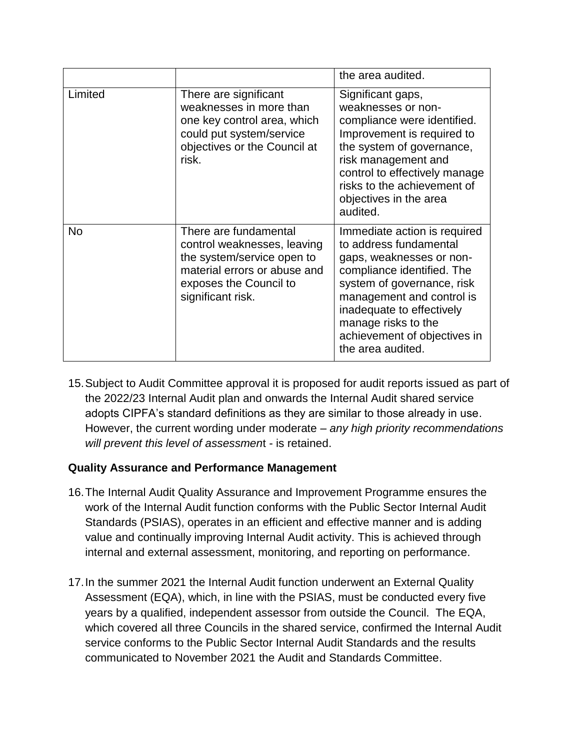| | | |
|---|---|---|
| | | the area audited. |
| Limited | There are significant weaknesses in more than one key control area, which could put system/service objectives or the Council at risk. | Significant gaps, weaknesses or non-compliance were identified. Improvement is required to the system of governance, risk management and control to effectively manage risks to the achievement of objectives in the area audited. |
| No | There are fundamental control weaknesses, leaving the system/service open to material errors or abuse and exposes the Council to significant risk. | Immediate action is required to address fundamental gaps, weaknesses or non-compliance identified. The system of governance, risk management and control is inadequate to effectively manage risks to the achievement of objectives in the area audited. |

15. Subject to Audit Committee approval it is proposed for audit reports issued as part of the 2022/23 Internal Audit plan and onwards the Internal Audit shared service adopts CIPFA's standard definitions as they are similar to those already in use. However, the current wording under moderate – *any high priority recommendations will prevent this level of assessmen*t - is retained.

**Quality Assurance and Performance Management**

16. The Internal Audit Quality Assurance and Improvement Programme ensures the work of the Internal Audit function conforms with the Public Sector Internal Audit Standards (PSIAS), operates in an efficient and effective manner and is adding value and continually improving Internal Audit activity. This is achieved through internal and external assessment, monitoring, and reporting on performance.

17. In the summer 2021 the Internal Audit function underwent an External Quality Assessment (EQA), which, in line with the PSIAS, must be conducted every five years by a qualified, independent assessor from outside the Council. The EQA, which covered all three Councils in the shared service, confirmed the Internal Audit service conforms to the Public Sector Internal Audit Standards and the results communicated to November 2021 the Audit and Standards Committee.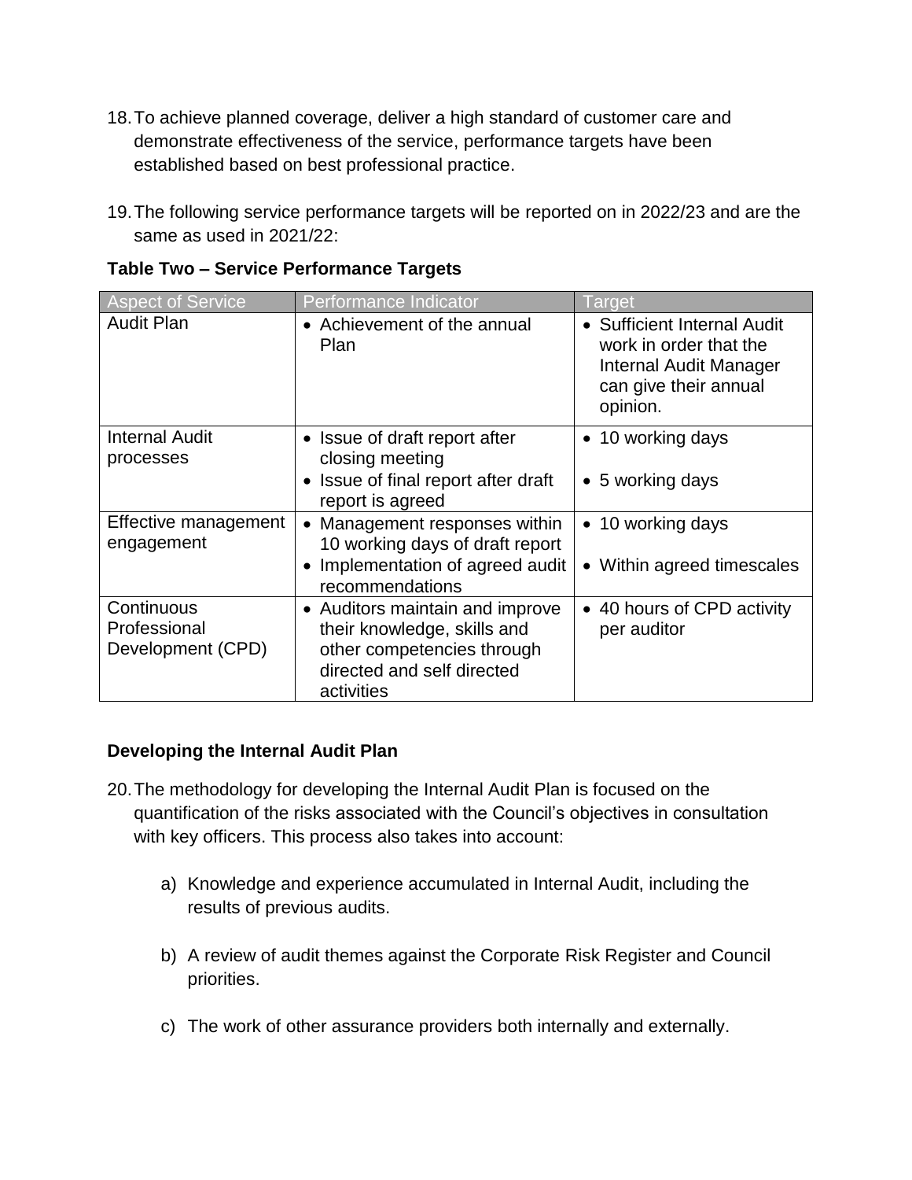18. To achieve planned coverage, deliver a high standard of customer care and demonstrate effectiveness of the service, performance targets have been established based on best professional practice.

19. The following service performance targets will be reported on in 2022/23 and are the same as used in 2021/22:

**Table Two – Service Performance Targets**

| Aspect of Service | Performance Indicator | Target |
|---|---|---|
| Audit Plan | • Achievement of the annual Plan | • Sufficient Internal Audit work in order that the Internal Audit Manager can give their annual opinion. |
| Internal Audit processes | • Issue of draft report after closing meeting<br>• Issue of final report after draft report is agreed | • 10 working days<br>• 5 working days |
| Effective management engagement | • Management responses within 10 working days of draft report<br>• Implementation of agreed audit recommendations | • 10 working days<br>• Within agreed timescales |
| Continuous Professional Development (CPD) | • Auditors maintain and improve their knowledge, skills and other competencies through directed and self directed activities | • 40 hours of CPD activity per auditor |

**Developing the Internal Audit Plan**

20. The methodology for developing the Internal Audit Plan is focused on the quantification of the risks associated with the Council's objectives in consultation with key officers. This process also takes into account:

   a) Knowledge and experience accumulated in Internal Audit, including the results of previous audits.

   b) A review of audit themes against the Corporate Risk Register and Council priorities.

   c) The work of other assurance providers both internally and externally.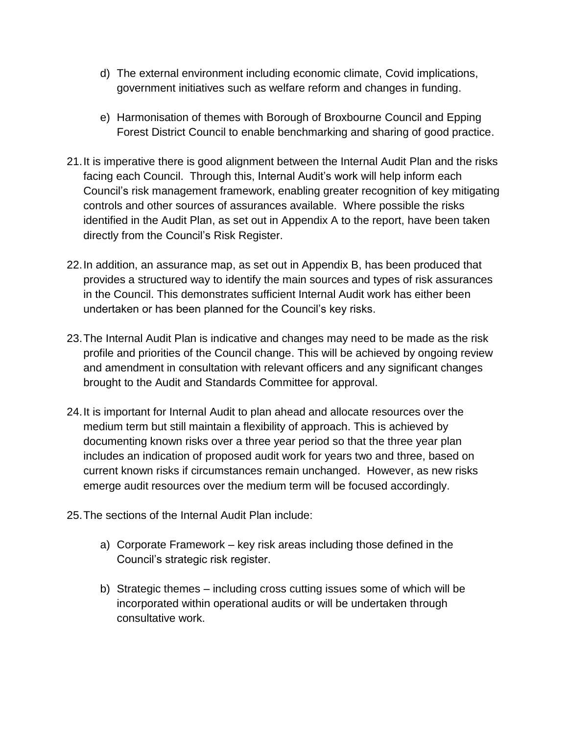d) The external environment including economic climate, Covid implications, government initiatives such as welfare reform and changes in funding.

e) Harmonisation of themes with Borough of Broxbourne Council and Epping Forest District Council to enable benchmarking and sharing of good practice.

21. It is imperative there is good alignment between the Internal Audit Plan and the risks facing each Council. Through this, Internal Audit's work will help inform each Council's risk management framework, enabling greater recognition of key mitigating controls and other sources of assurances available. Where possible the risks identified in the Audit Plan, as set out in Appendix A to the report, have been taken directly from the Council's Risk Register.

22. In addition, an assurance map, as set out in Appendix B, has been produced that provides a structured way to identify the main sources and types of risk assurances in the Council. This demonstrates sufficient Internal Audit work has either been undertaken or has been planned for the Council's key risks.

23. The Internal Audit Plan is indicative and changes may need to be made as the risk profile and priorities of the Council change. This will be achieved by ongoing review and amendment in consultation with relevant officers and any significant changes brought to the Audit and Standards Committee for approval.

24. It is important for Internal Audit to plan ahead and allocate resources over the medium term but still maintain a flexibility of approach. This is achieved by documenting known risks over a three year period so that the three year plan includes an indication of proposed audit work for years two and three, based on current known risks if circumstances remain unchanged. However, as new risks emerge audit resources over the medium term will be focused accordingly.

25. The sections of the Internal Audit Plan include:

a) Corporate Framework – key risk areas including those defined in the Council's strategic risk register.

b) Strategic themes – including cross cutting issues some of which will be incorporated within operational audits or will be undertaken through consultative work.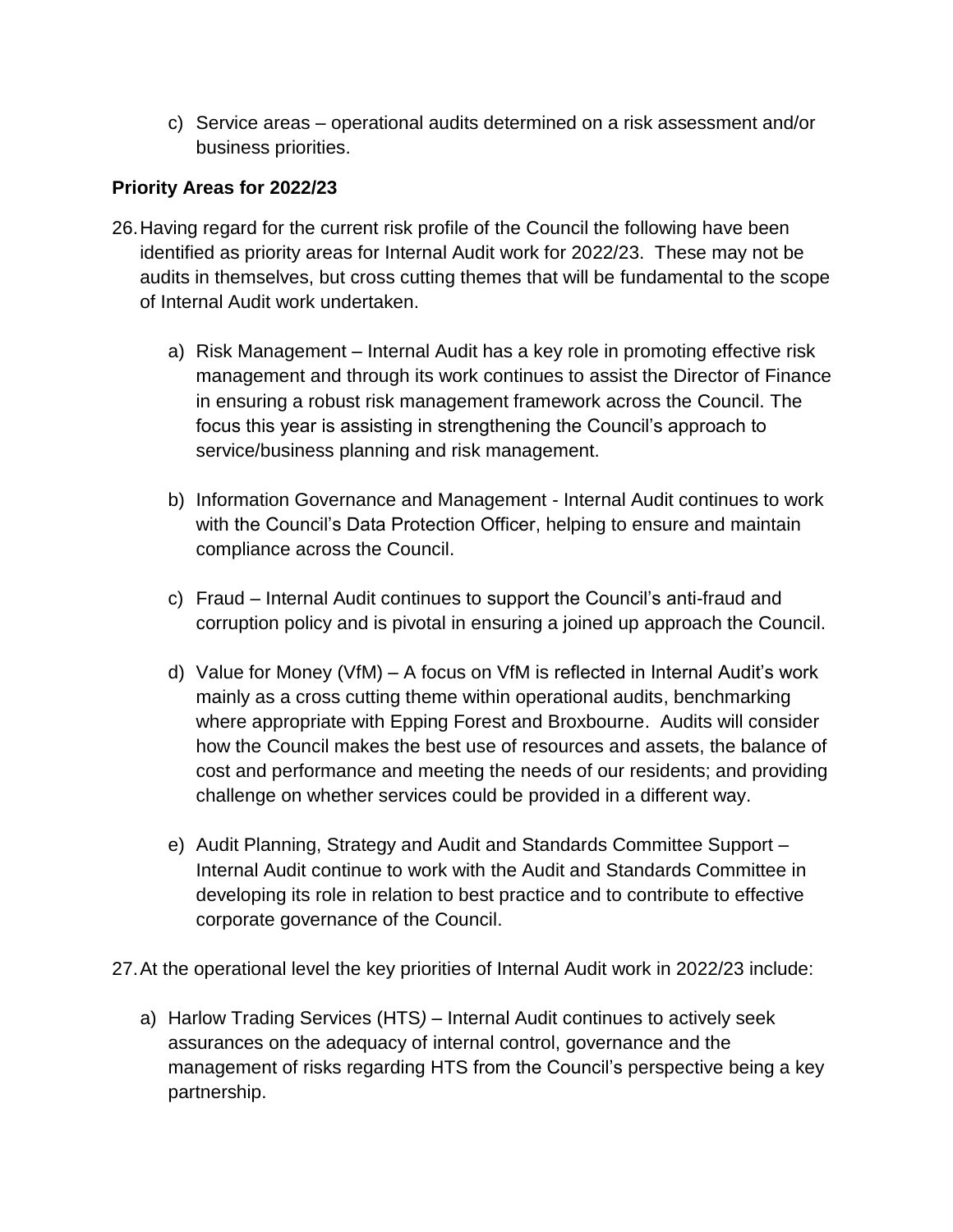c) Service areas – operational audits determined on a risk assessment and/or business priorities.

**Priority Areas for 2022/23**

26. Having regard for the current risk profile of the Council the following have been identified as priority areas for Internal Audit work for 2022/23. These may not be audits in themselves, but cross cutting themes that will be fundamental to the scope of Internal Audit work undertaken.

    a) Risk Management – Internal Audit has a key role in promoting effective risk management and through its work continues to assist the Director of Finance in ensuring a robust risk management framework across the Council. The focus this year is assisting in strengthening the Council's approach to service/business planning and risk management.

    b) Information Governance and Management - Internal Audit continues to work with the Council's Data Protection Officer, helping to ensure and maintain compliance across the Council.

    c) Fraud – Internal Audit continues to support the Council's anti-fraud and corruption policy and is pivotal in ensuring a joined up approach the Council.

    d) Value for Money (VfM) – A focus on VfM is reflected in Internal Audit's work mainly as a cross cutting theme within operational audits, benchmarking where appropriate with Epping Forest and Broxbourne. Audits will consider how the Council makes the best use of resources and assets, the balance of cost and performance and meeting the needs of our residents; and providing challenge on whether services could be provided in a different way.

    e) Audit Planning, Strategy and Audit and Standards Committee Support – Internal Audit continue to work with the Audit and Standards Committee in developing its role in relation to best practice and to contribute to effective corporate governance of the Council.

27. At the operational level the key priorities of Internal Audit work in 2022/23 include:

    a) Harlow Trading Services (HTS) – Internal Audit continues to actively seek assurances on the adequacy of internal control, governance and the management of risks regarding HTS from the Council's perspective being a key partnership.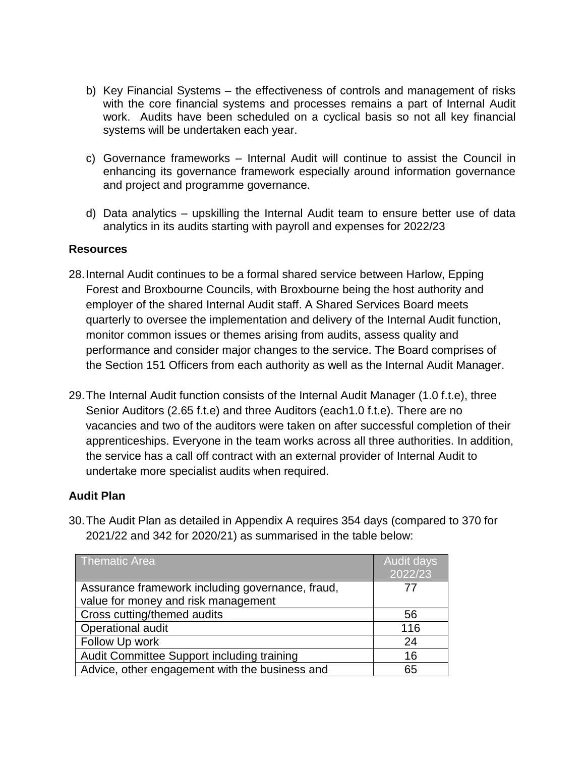b) Key Financial Systems – the effectiveness of controls and management of risks with the core financial systems and processes remains a part of Internal Audit work. Audits have been scheduled on a cyclical basis so not all key financial systems will be undertaken each year.

c) Governance frameworks – Internal Audit will continue to assist the Council in enhancing its governance framework especially around information governance and project and programme governance.

d) Data analytics – upskilling the Internal Audit team to ensure better use of data analytics in its audits starting with payroll and expenses for 2022/23

**Resources**

28. Internal Audit continues to be a formal shared service between Harlow, Epping Forest and Broxbourne Councils, with Broxbourne being the host authority and employer of the shared Internal Audit staff. A Shared Services Board meets quarterly to oversee the implementation and delivery of the Internal Audit function, monitor common issues or themes arising from audits, assess quality and performance and consider major changes to the service. The Board comprises of the Section 151 Officers from each authority as well as the Internal Audit Manager.

29. The Internal Audit function consists of the Internal Audit Manager (1.0 f.t.e), three Senior Auditors (2.65 f.t.e) and three Auditors (each1.0 f.t.e). There are no vacancies and two of the auditors were taken on after successful completion of their apprenticeships. Everyone in the team works across all three authorities. In addition, the service has a call off contract with an external provider of Internal Audit to undertake more specialist audits when required.

**Audit Plan**

30. The Audit Plan as detailed in Appendix A requires 354 days (compared to 370 for 2021/22 and 342 for 2020/21) as summarised in the table below:

| Thematic Area | Audit days 2022/23 |
|---|---|
| Assurance framework including governance, fraud, value for money and risk management | 77 |
| Cross cutting/themed audits | 56 |
| Operational audit | 116 |
| Follow Up work | 24 |
| Audit Committee Support including training | 16 |
| Advice, other engagement with the business and | 65 |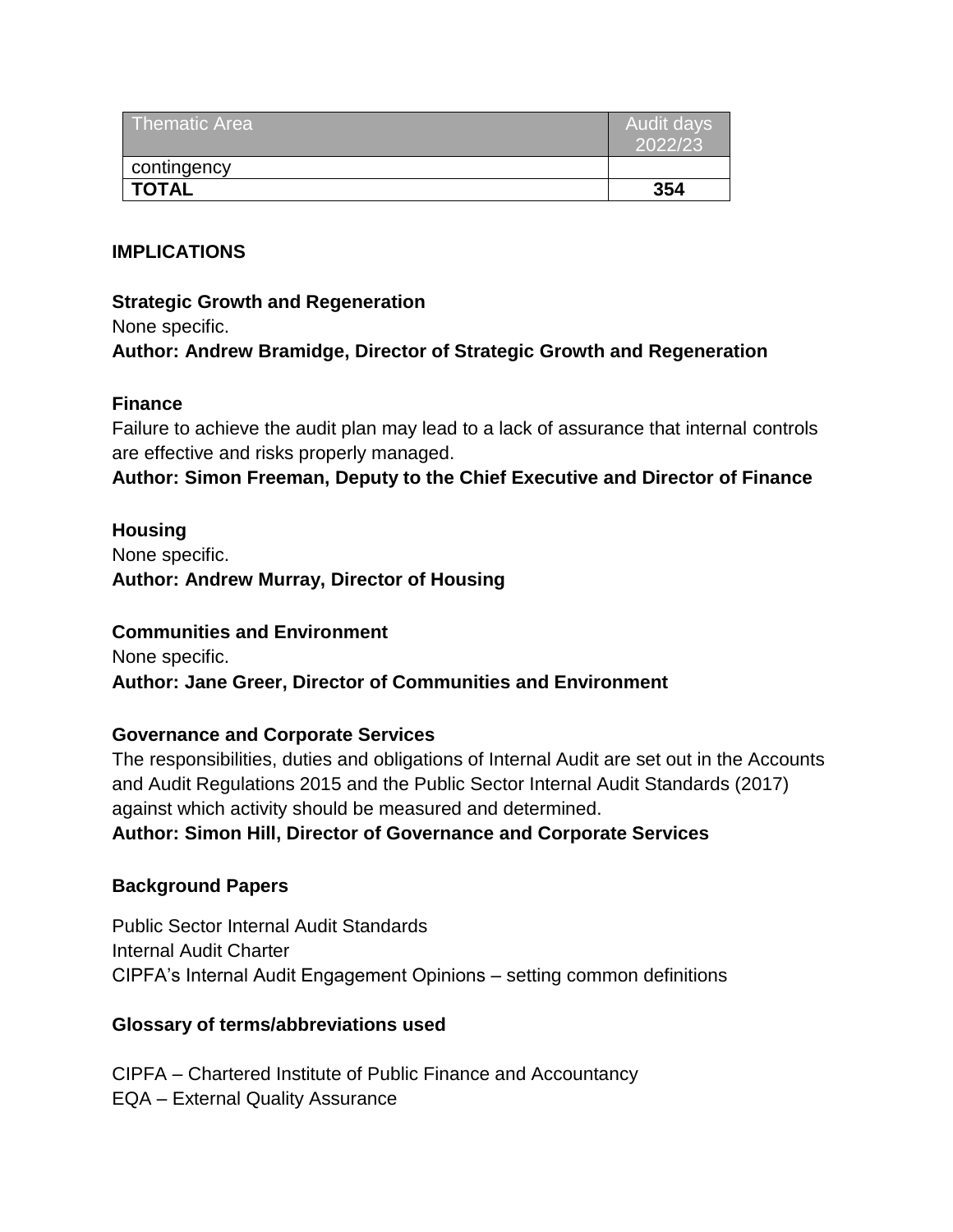| Thematic Area | Audit days 2022/23 |
|---|---|
| contingency | |
| **TOTAL** | **354** |

## IMPLICATIONS

**Strategic Growth and Regeneration**
None specific.
**Author: Andrew Bramidge, Director of Strategic Growth and Regeneration**

**Finance**
Failure to achieve the audit plan may lead to a lack of assurance that internal controls are effective and risks properly managed.
**Author: Simon Freeman, Deputy to the Chief Executive and Director of Finance**

**Housing**
None specific.
**Author: Andrew Murray, Director of Housing**

**Communities and Environment**
None specific.
**Author: Jane Greer, Director of Communities and Environment**

**Governance and Corporate Services**
The responsibilities, duties and obligations of Internal Audit are set out in the Accounts and Audit Regulations 2015 and the Public Sector Internal Audit Standards (2017) against which activity should be measured and determined.
**Author: Simon Hill, Director of Governance and Corporate Services**

**Background Papers**

Public Sector Internal Audit Standards
Internal Audit Charter
CIPFA's Internal Audit Engagement Opinions – setting common definitions

**Glossary of terms/abbreviations used**

CIPFA – Chartered Institute of Public Finance and Accountancy
EQA – External Quality Assurance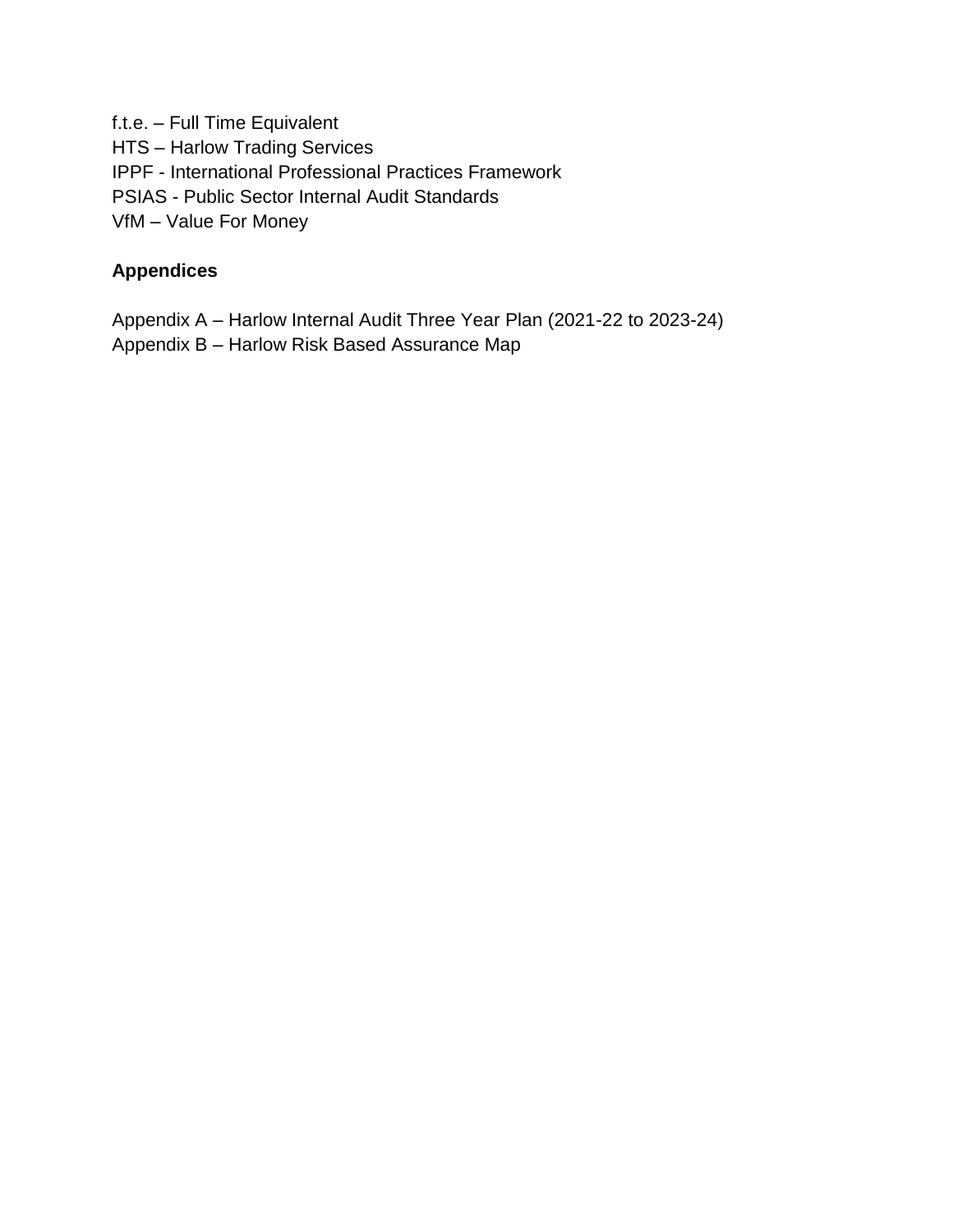f.t.e. – Full Time Equivalent
HTS – Harlow Trading Services
IPPF - International Professional Practices Framework
PSIAS - Public Sector Internal Audit Standards
VfM – Value For Money

**Appendices**

Appendix A – Harlow Internal Audit Three Year Plan (2021-22 to 2023-24)
Appendix B – Harlow Risk Based Assurance Map